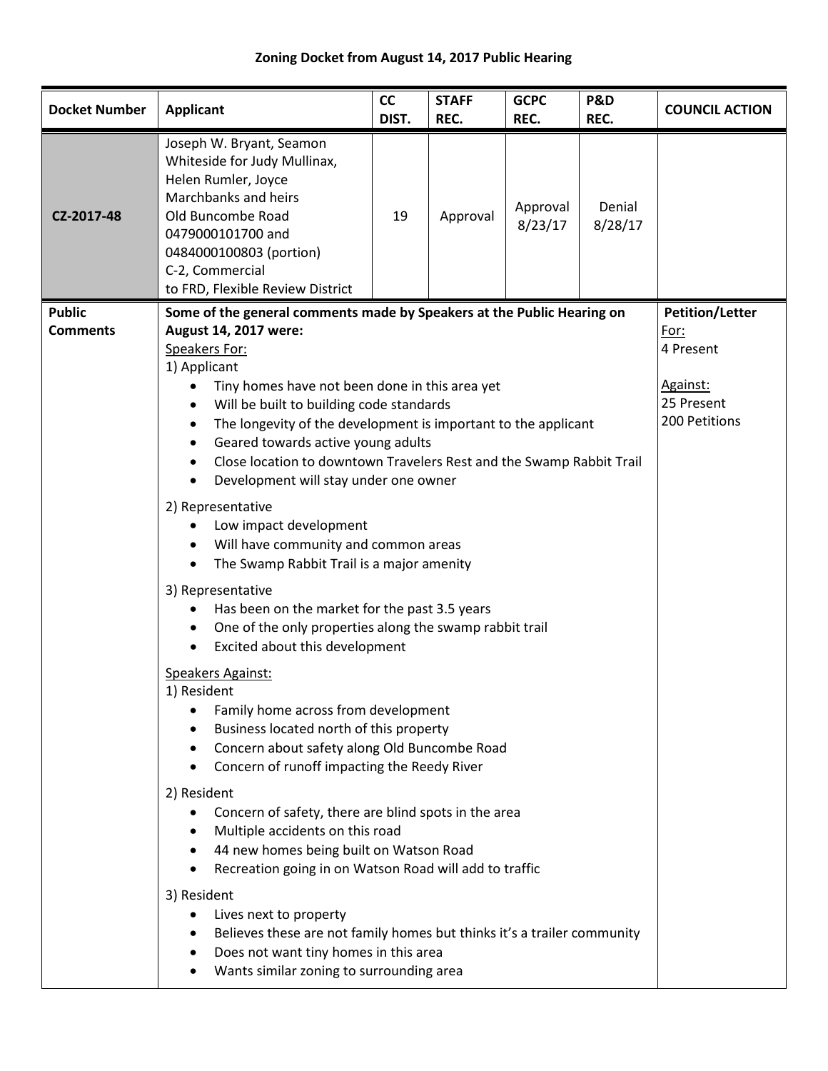# Zoning Docket from August 14, 2017 Public Hearing

| Docket Number | Applicant | CC DIST. | STAFF REC. | GCPC REC. | P&D REC. | COUNCIL ACTION |
|---|---|---|---|---|---|---|
| CZ-2017-48 | Joseph W. Bryant, Seamon Whiteside for Judy Mullinax, Helen Rumler, Joyce Marchbanks and heirs<br>Old Buncombe Road<br>0479000101700 and 0484000100803 (portion)<br>C-2, Commercial<br>to FRD, Flexible Review District | 19 | Approval | Approval 8/23/17 | Denial 8/28/17 | |

| Public Comments | | Petition/Letter |
|---|---|---|
| | **Some of the general comments made by Speakers at the Public Hearing on August 14, 2017 were:**<br>Speakers For:<br>1) Applicant<br>• Tiny homes have not been done in this area yet<br>• Will be built to building code standards<br>• The longevity of the development is important to the applicant<br>• Geared towards active young adults<br>• Close location to downtown Travelers Rest and the Swamp Rabbit Trail<br>• Development will stay under one owner<br>2) Representative<br>• Low impact development<br>• Will have community and common areas<br>• The Swamp Rabbit Trail is a major amenity<br>3) Representative<br>• Has been on the market for the past 3.5 years<br>• One of the only properties along the swamp rabbit trail<br>• Excited about this development<br>Speakers Against:<br>1) Resident<br>• Family home across from development<br>• Business located north of this property<br>• Concern about safety along Old Buncombe Road<br>• Concern of runoff impacting the Reedy River<br>2) Resident<br>• Concern of safety, there are blind spots in the area<br>• Multiple accidents on this road<br>• 44 new homes being built on Watson Road<br>• Recreation going in on Watson Road will add to traffic<br>3) Resident<br>• Lives next to property<br>• Believes these are not family homes but thinks it's a trailer community<br>• Does not want tiny homes in this area<br>• Wants similar zoning to surrounding area | For:<br>4 Present<br><br>Against:<br>25 Present<br>200 Petitions |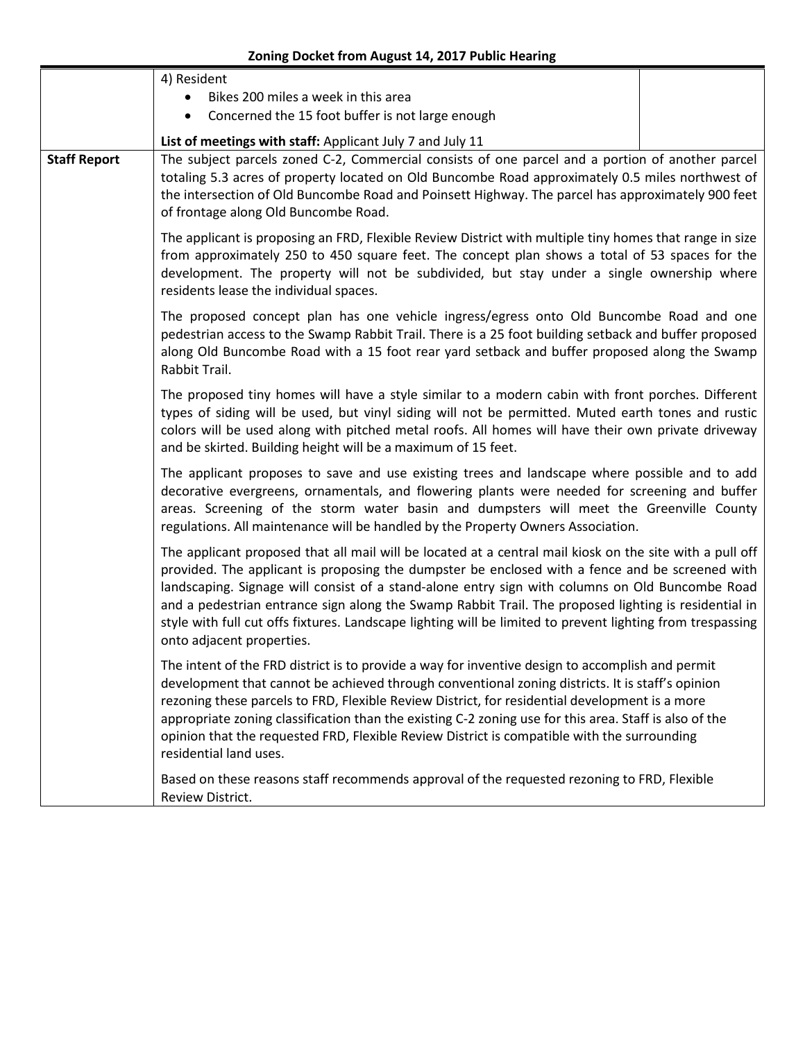**Zoning Docket from August 14, 2017 Public Hearing**

| | | |
|---|---|---|
| | 4) Resident<br>• Bikes 200 miles a week in this area<br>• Concerned the 15 foot buffer is not large enough<br><br>**List of meetings with staff:** Applicant July 7 and July 11 | |
| **Staff Report** | The subject parcels zoned C-2, Commercial consists of one parcel and a portion of another parcel totaling 5.3 acres of property located on Old Buncombe Road approximately 0.5 miles northwest of the intersection of Old Buncombe Road and Poinsett Highway. The parcel has approximately 900 feet of frontage along Old Buncombe Road.<br><br>The applicant is proposing an FRD, Flexible Review District with multiple tiny homes that range in size from approximately 250 to 450 square feet. The concept plan shows a total of 53 spaces for the development. The property will not be subdivided, but stay under a single ownership where residents lease the individual spaces.<br><br>The proposed concept plan has one vehicle ingress/egress onto Old Buncombe Road and one pedestrian access to the Swamp Rabbit Trail. There is a 25 foot building setback and buffer proposed along Old Buncombe Road with a 15 foot rear yard setback and buffer proposed along the Swamp Rabbit Trail.<br><br>The proposed tiny homes will have a style similar to a modern cabin with front porches. Different types of siding will be used, but vinyl siding will not be permitted. Muted earth tones and rustic colors will be used along with pitched metal roofs. All homes will have their own private driveway and be skirted. Building height will be a maximum of 15 feet.<br><br>The applicant proposes to save and use existing trees and landscape where possible and to add decorative evergreens, ornamentals, and flowering plants were needed for screening and buffer areas. Screening of the storm water basin and dumpsters will meet the Greenville County regulations. All maintenance will be handled by the Property Owners Association.<br><br>The applicant proposed that all mail will be located at a central mail kiosk on the site with a pull off provided. The applicant is proposing the dumpster be enclosed with a fence and be screened with landscaping. Signage will consist of a stand-alone entry sign with columns on Old Buncombe Road and a pedestrian entrance sign along the Swamp Rabbit Trail. The proposed lighting is residential in style with full cut offs fixtures. Landscape lighting will be limited to prevent lighting from trespassing onto adjacent properties.<br><br>The intent of the FRD district is to provide a way for inventive design to accomplish and permit development that cannot be achieved through conventional zoning districts. It is staff's opinion rezoning these parcels to FRD, Flexible Review District, for residential development is a more appropriate zoning classification than the existing C-2 zoning use for this area. Staff is also of the opinion that the requested FRD, Flexible Review District is compatible with the surrounding residential land uses.<br><br>Based on these reasons staff recommends approval of the requested rezoning to FRD, Flexible Review District. | |